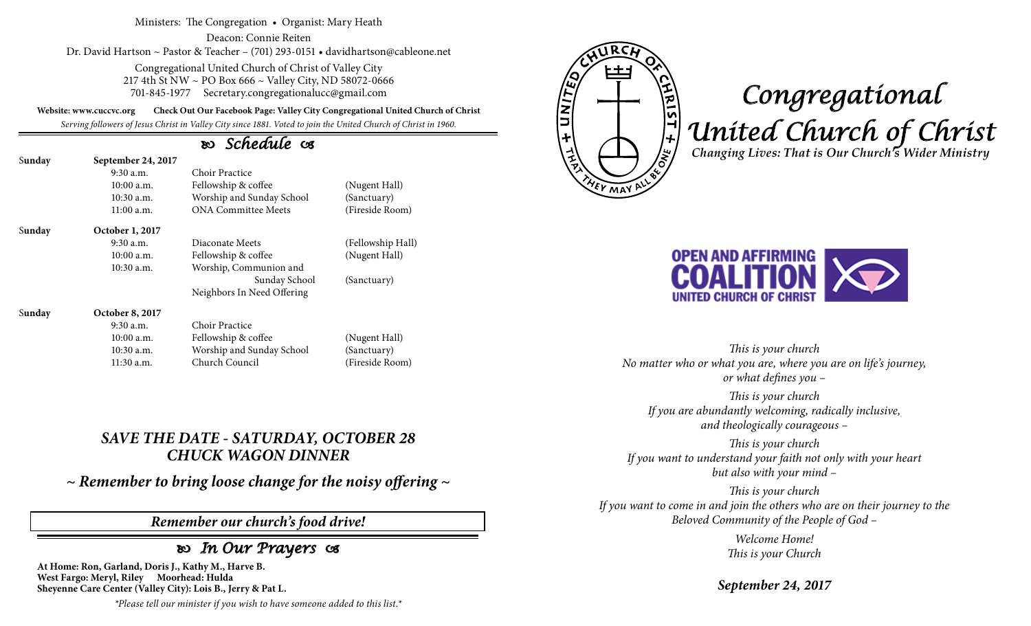Ministers: The Congregation • Organist: Mary Heath

Deacon: Connie Reiten

Dr. David Hartson ~ Pastor & Teacher – (701) 293-0151 • davidhartson@cableone.net

Congregational United Church of Christ of Valley City
217 4th St NW ~ PO Box 666 ~ Valley City, ND 58072-0666
701-845-1977 Secretary.congregationalucc@gmail.com

**Website: www.cuccvc.org** **Check Out Our Facebook Page: Valley City Congregational United Church of Christ**

*Serving followers of Jesus Christ in Valley City since 1881. Voted to join the United Church of Christ in 1960.*

## Schedule

| | | | |
|---|---|---|---|
| **Sunday** | **September 24, 2017** | | |
| | 9:30 a.m. | Choir Practice | |
| | 10:00 a.m. | Fellowship & coffee | (Nugent Hall) |
| | 10:30 a.m. | Worship and Sunday School | (Sanctuary) |
| | 11:00 a.m. | ONA Committee Meets | (Fireside Room) |
| **Sunday** | **October 1, 2017** | | |
| | 9:30 a.m. | Diaconate Meets | (Fellowship Hall) |
| | 10:00 a.m. | Fellowship & coffee | (Nugent Hall) |
| | 10:30 a.m. | Worship, Communion and Sunday School | (Sanctuary) |
| | | Neighbors In Need Offering | |
| **Sunday** | **October 8, 2017** | | |
| | 9:30 a.m. | Choir Practice | |
| | 10:00 a.m. | Fellowship & coffee | (Nugent Hall) |
| | 10:30 a.m. | Worship and Sunday School | (Sanctuary) |
| | 11:30 a.m. | Church Council | (Fireside Room) |

***SAVE THE DATE - SATURDAY, OCTOBER 28***
***CHUCK WAGON DINNER***

***~ Remember to bring loose change for the noisy offering ~***

***Remember our church's food drive!***

## In Our Prayers

**At Home: Ron, Garland, Doris J., Kathy M., Harve B.**
**West Fargo: Meryl, Riley Moorhead: Hulda**
**Sheyenne Care Center (Valley City): Lois B., Jerry & Pat L.**

*\*Please tell our minister if you wish to have someone added to this list.\**

CHURCH OF CHRIST + THAT THEY MAY ALL BE ONE + UNITED

# Congregational United Church of Christ

***Changing Lives: That is Our Church's Wider Ministry***

OPEN AND AFFIRMING COALITION UNITED CHURCH OF CHRIST

*This is your church*
*No matter who or what you are, where you are on life's journey, or what defines you –*

*This is your church*
*If you are abundantly welcoming, radically inclusive, and theologically courageous –*

*This is your church*
*If you want to understand your faith not only with your heart but also with your mind –*

*This is your church*
*If you want to come in and join the others who are on their journey to the Beloved Community of the People of God –*

*Welcome Home!*
*This is your Church*

***September 24, 2017***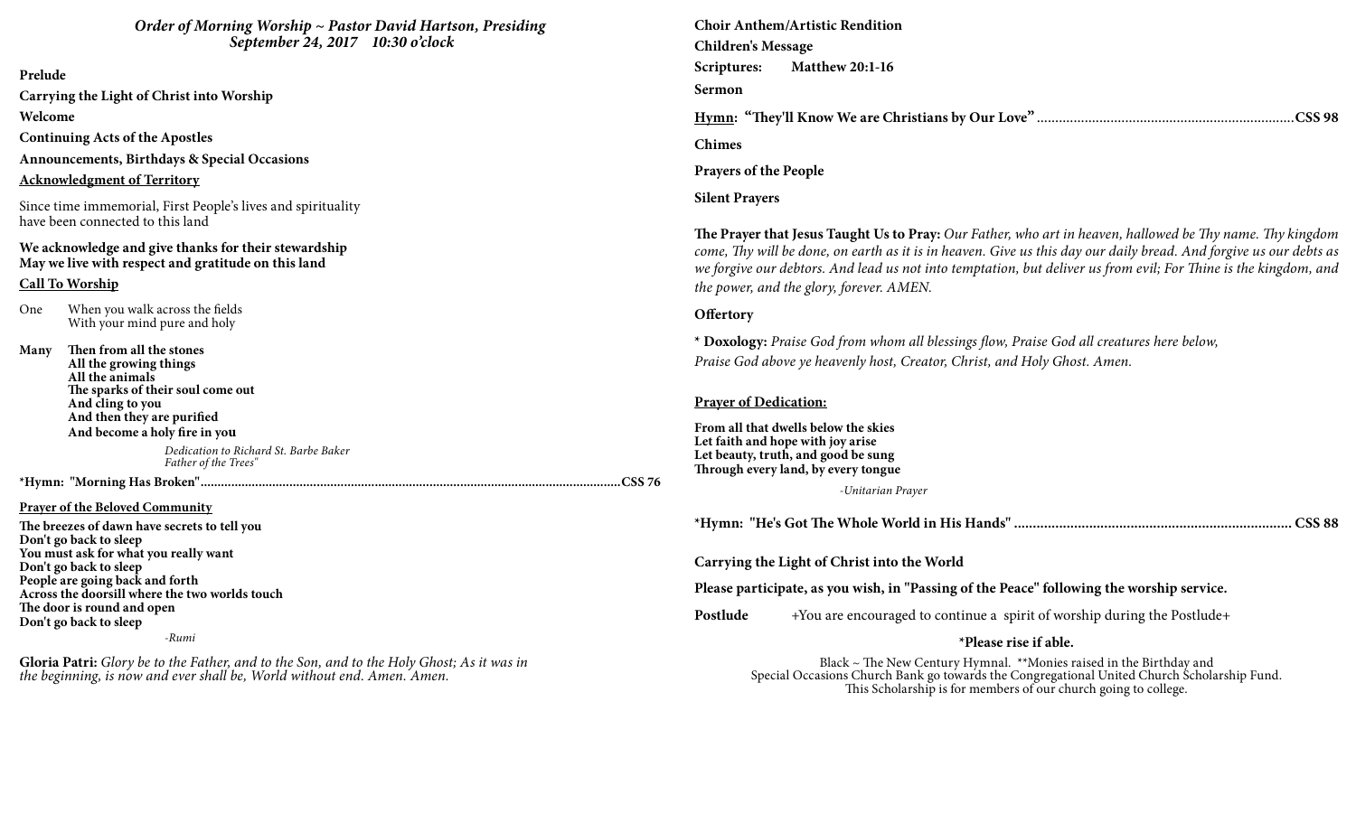## *Order of Morning Worship ~ Pastor David Hartson, Presiding*
## *September 24, 2017 10:30 o'clock*

**Prelude**

**Carrying the Light of Christ into Worship**

**Welcome**

**Continuing Acts of the Apostles**

**Announcements, Birthdays & Special Occasions**

**Acknowledgment of Territory**

Since time immemorial, First People's lives and spirituality
have been connected to this land

**We acknowledge and give thanks for their stewardship**
**May we live with respect and gratitude on this land**

**Call To Worship**

One When you walk across the fields
With your mind pure and holy

**Many Then from all the stones**
**All the growing things**
**All the animals**
**The sparks of their soul come out**
**And cling to you**
**And then they are purified**
**And become a holy fire in you**

*Dedication to Richard St. Barbe Baker*
*Father of the Trees"*

**\*Hymn: "Morning Has Broken"......CSS 76**

**Prayer of the Beloved Community**

**The breezes of dawn have secrets to tell you**
**Don't go back to sleep**
**You must ask for what you really want**
**Don't go back to sleep**
**People are going back and forth**
**Across the doorsill where the two worlds touch**
**The door is round and open**
**Don't go back to sleep**

*-Rumi*

**Gloria Patri:** *Glory be to the Father, and to the Son, and to the Holy Ghost; As it was in the beginning, is now and ever shall be, World without end. Amen. Amen.*

**Choir Anthem/Artistic Rendition**

**Children's Message**

**Scriptures: Matthew 20:1-16**

**Sermon**

**Hymn: "They'll Know We are Christians by Our Love"......CSS 98**

**Chimes**

**Prayers of the People**

**Silent Prayers**

**The Prayer that Jesus Taught Us to Pray:** *Our Father, who art in heaven, hallowed be Thy name. Thy kingdom come, Thy will be done, on earth as it is in heaven. Give us this day our daily bread. And forgive us our debts as we forgive our debtors. And lead us not into temptation, but deliver us from evil; For Thine is the kingdom, and the power, and the glory, forever. AMEN.*

**Offertory**

\* **Doxology:** *Praise God from whom all blessings flow, Praise God all creatures here below, Praise God above ye heavenly host, Creator, Christ, and Holy Ghost. Amen.*

**Prayer of Dedication:**

**From all that dwells below the skies**
**Let faith and hope with joy arise**
**Let beauty, truth, and good be sung**
**Through every land, by every tongue**

*-Unitarian Prayer*

**\*Hymn: "He's Got The Whole World in His Hands" ...... CSS 88**

**Carrying the Light of Christ into the World**

**Please participate, as you wish, in "Passing of the Peace" following the worship service.**

**Postlude** +You are encouraged to continue a spirit of worship during the Postlude+

**\*Please rise if able.**

Black ~ The New Century Hymnal. \*\*Monies raised in the Birthday and Special Occasions Church Bank go towards the Congregational United Church Scholarship Fund. This Scholarship is for members of our church going to college.